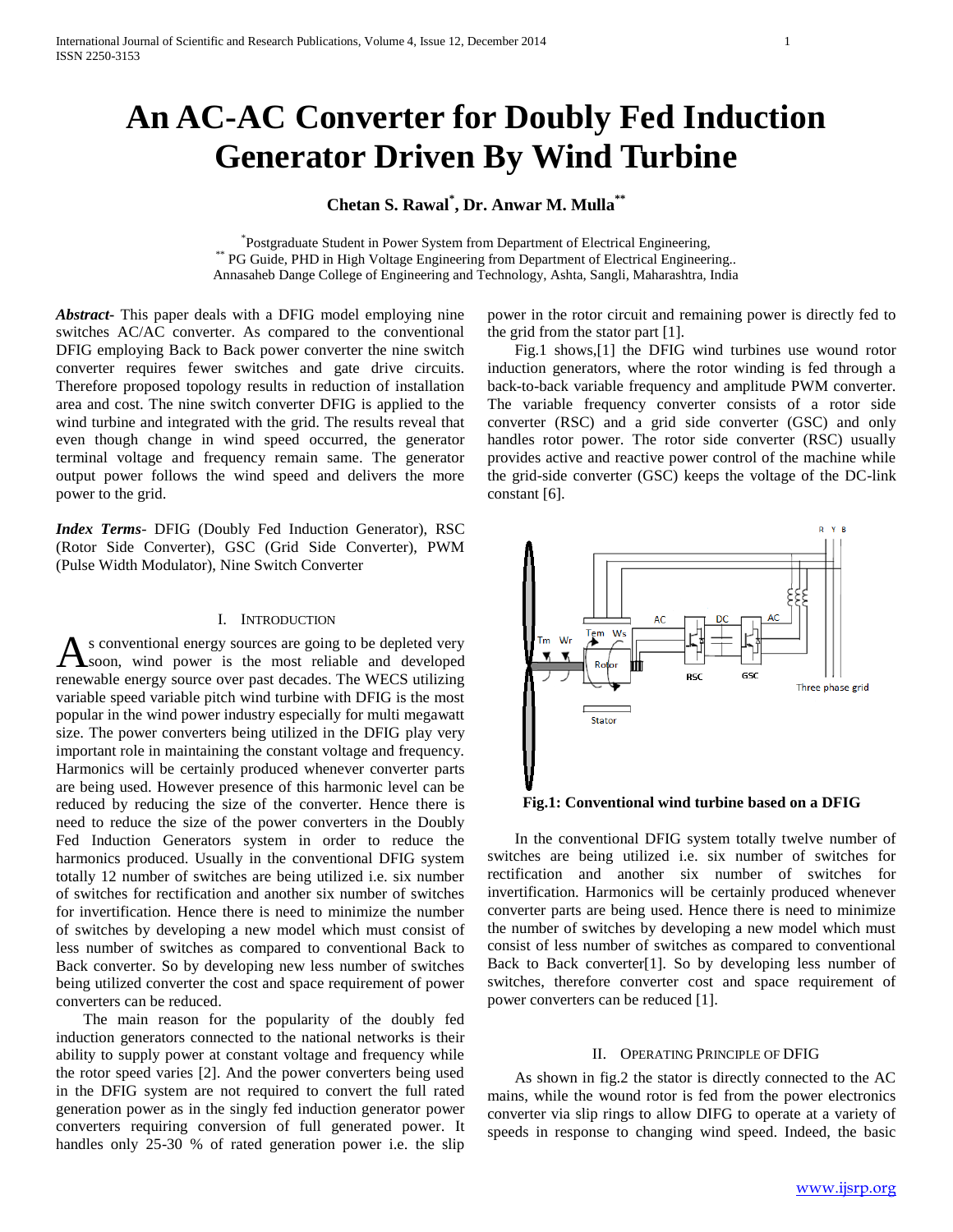# An AC-AC Converter for Doubly Fed Induction Generator Driven By Wind Turbine

**Chetan S. Rawal[*], Dr. Anwar M. Mulla[**]**

[*] Postgraduate Student in Power System from Department of Electrical Engineering,
[**] PG Guide, PHD in High Voltage Engineering from Department of Electrical Engineering..
Annasaheb Dange College of Engineering and Technology, Ashta, Sangli, Maharashtra, India

***Abstract***- This paper deals with a DFIG model employing nine switches AC/AC converter. As compared to the conventional DFIG employing Back to Back power converter the nine switch converter requires fewer switches and gate drive circuits. Therefore proposed topology results in reduction of installation area and cost. The nine switch converter DFIG is applied to the wind turbine and integrated with the grid. The results reveal that even though change in wind speed occurred, the generator terminal voltage and frequency remain same. The generator output power follows the wind speed and delivers the more power to the grid.

***Index Terms***- DFIG (Doubly Fed Induction Generator), RSC (Rotor Side Converter), GSC (Grid Side Converter), PWM (Pulse Width Modulator), Nine Switch Converter

## I. Introduction

As conventional energy sources are going to be depleted very soon, wind power is the most reliable and developed renewable energy source over past decades. The WECS utilizing variable speed variable pitch wind turbine with DFIG is the most popular in the wind power industry especially for multi megawatt size. The power converters being utilized in the DFIG play very important role in maintaining the constant voltage and frequency. Harmonics will be certainly produced whenever converter parts are being used. However presence of this harmonic level can be reduced by reducing the size of the converter. Hence there is need to reduce the size of the power converters in the Doubly Fed Induction Generators system in order to reduce the harmonics produced. Usually in the conventional DFIG system totally 12 number of switches are being utilized i.e. six number of switches for rectification and another six number of switches for invertification. Hence there is need to minimize the number of switches by developing a new model which must consist of less number of switches as compared to conventional Back to Back converter. So by developing new less number of switches being utilized converter the cost and space requirement of power converters can be reduced.

The main reason for the popularity of the doubly fed induction generators connected to the national networks is their ability to supply power at constant voltage and frequency while the rotor speed varies [2]. And the power converters being used in the DFIG system are not required to convert the full rated generation power as in the singly fed induction generator power converters requiring conversion of full generated power. It handles only 25-30 % of rated generation power i.e. the slip power in the rotor circuit and remaining power is directly fed to the grid from the stator part [1].

Fig.1 shows,[1] the DFIG wind turbines use wound rotor induction generators, where the rotor winding is fed through a back-to-back variable frequency and amplitude PWM converter. The variable frequency converter consists of a rotor side converter (RSC) and a grid side converter (GSC) and only handles rotor power. The rotor side converter (RSC) usually provides active and reactive power control of the machine while the grid-side converter (GSC) keeps the voltage of the DC-link constant [6].

**Fig.1: Conventional wind turbine based on a DFIG**

In the conventional DFIG system totally twelve number of switches are being utilized i.e. six number of switches for rectification and another six number of switches for invertification. Harmonics will be certainly produced whenever converter parts are being used. Hence there is need to minimize the number of switches by developing a new model which must consist of less number of switches as compared to conventional Back to Back converter[1]. So by developing less number of switches, therefore converter cost and space requirement of power converters can be reduced [1].

## II. Operating Principle of DFIG

As shown in fig.2 the stator is directly connected to the AC mains, while the wound rotor is fed from the power electronics converter via slip rings to allow DIFG to operate at a variety of speeds in response to changing wind speed. Indeed, the basic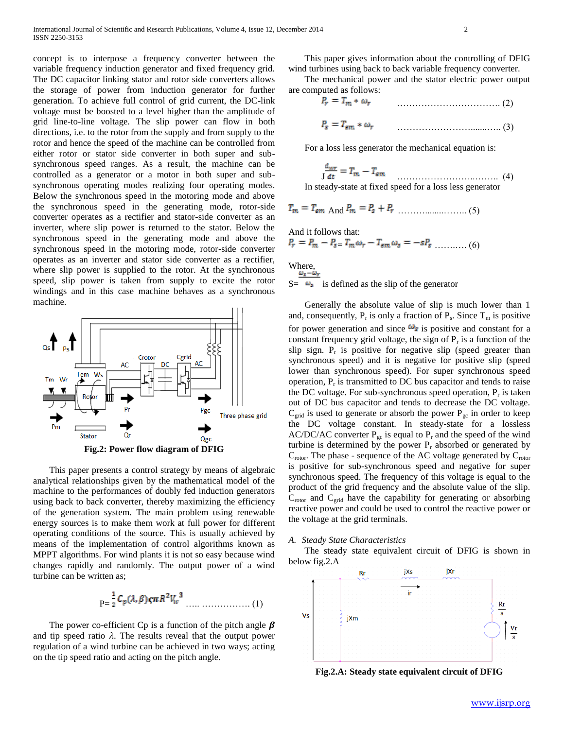concept is to interpose a frequency converter between the variable frequency induction generator and fixed frequency grid. The DC capacitor linking stator and rotor side converters allows the storage of power from induction generator for further generation. To achieve full control of grid current, the DC-link voltage must be boosted to a level higher than the amplitude of grid line-to-line voltage. The slip power can flow in both directions, i.e. to the rotor from the supply and from supply to the rotor and hence the speed of the machine can be controlled from either rotor or stator side converter in both super and sub-synchronous speed ranges. As a result, the machine can be controlled as a generator or a motor in both super and sub-synchronous operating modes realizing four operating modes. Below the synchronous speed in the motoring mode and above the synchronous speed in the generating mode, rotor-side converter operates as a rectifier and stator-side converter as an inverter, where slip power is returned to the stator. Below the synchronous speed in the generating mode and above the synchronous speed in the motoring mode, rotor-side converter operates as an inverter and stator side converter as a rectifier, where slip power is supplied to the rotor. At the synchronous speed, slip power is taken from supply to excite the rotor windings and in this case machine behaves as a synchronous machine.

**Fig.2: Power flow diagram of DFIG**

This paper presents a control strategy by means of algebraic analytical relationships given by the mathematical model of the machine to the performances of doubly fed induction generators using back to back converter, thereby maximizing the efficiency of the generation system. The main problem using renewable energy sources is to make them work at full power for different operating conditions of the source. This is usually achieved by means of the implementation of control algorithms known as MPPT algorithms. For wind plants it is not so easy because wind changes rapidly and randomly. The output power of a wind turbine can be written as;

$$P=\frac{1}{2}C_p(\lambda,\beta)\varsigma\pi R^2 V_w^{\,3} \quad \ldots\ldots\ldots\ldots\ldots\ldots (1)$$

The power co-efficient Cp is a function of the pitch angle $\boldsymbol{\beta}$ and tip speed ratio $\lambda$. The results reveal that the output power regulation of a wind turbine can be achieved in two ways; acting on the tip speed ratio and acting on the pitch angle.

This paper gives information about the controlling of DFIG wind turbines using back to back variable frequency converter.

The mechanical power and the stator electric power output are computed as follows:

$$P_r = T_m * \omega_r \quad \ldots\ldots\ldots\ldots\ldots\ldots (2)$$

$$P_s = T_{em} * \omega_r \quad \ldots\ldots\ldots\ldots\ldots\ldots (3)$$

For a loss less generator the mechanical equation is:

$$J\frac{d_{wr}}{dt} = T_m - T_{em} \quad \ldots\ldots\ldots\ldots\ldots\ldots (4)$$

In steady-state at fixed speed for a loss less generator

$$T_m = T_{em} \text{ And } P_m = P_s + P_r \quad \ldots\ldots\ldots\ldots\ldots\ldots (5)$$

And it follows that:

$$P_r = P_m - P_s = T_m\omega_r - T_{em}\omega_s = -sP_s \quad \ldots\ldots\ldots (6)$$

Where,

$S=\frac{\omega_s-\omega_r}{\omega_s}$ is defined as the slip of the generator

Generally the absolute value of slip is much lower than 1 and, consequently, $P_r$ is only a fraction of $P_s$. Since $T_m$ is positive for power generation and since $\omega_s$ is positive and constant for a constant frequency grid voltage, the sign of $P_r$ is a function of the slip sign. $P_r$ is positive for negative slip (speed greater than synchronous speed) and it is negative for positive slip (speed lower than synchronous speed). For super synchronous speed operation, $P_r$ is transmitted to DC bus capacitor and tends to raise the DC voltage. For sub-synchronous speed operation, $P_r$ is taken out of DC bus capacitor and tends to decrease the DC voltage. $C_{grid}$ is used to generate or absorb the power $P_{gc}$ in order to keep the DC voltage constant. In steady-state for a lossless AC/DC/AC converter $P_{gc}$ is equal to $P_r$ and the speed of the wind turbine is determined by the power $P_r$ absorbed or generated by $C_{rotor}$. The phase - sequence of the AC voltage generated by $C_{rotor}$ is positive for sub-synchronous speed and negative for super synchronous speed. The frequency of this voltage is equal to the product of the grid frequency and the absolute value of the slip. $C_{rotor}$ and $C_{grid}$ have the capability for generating or absorbing reactive power and could be used to control the reactive power or the voltage at the grid terminals.

## A. *Steady State Characteristics*

The steady state equivalent circuit of DFIG is shown in below fig.2.A

**Fig.2.A: Steady state equivalent circuit of DFIG**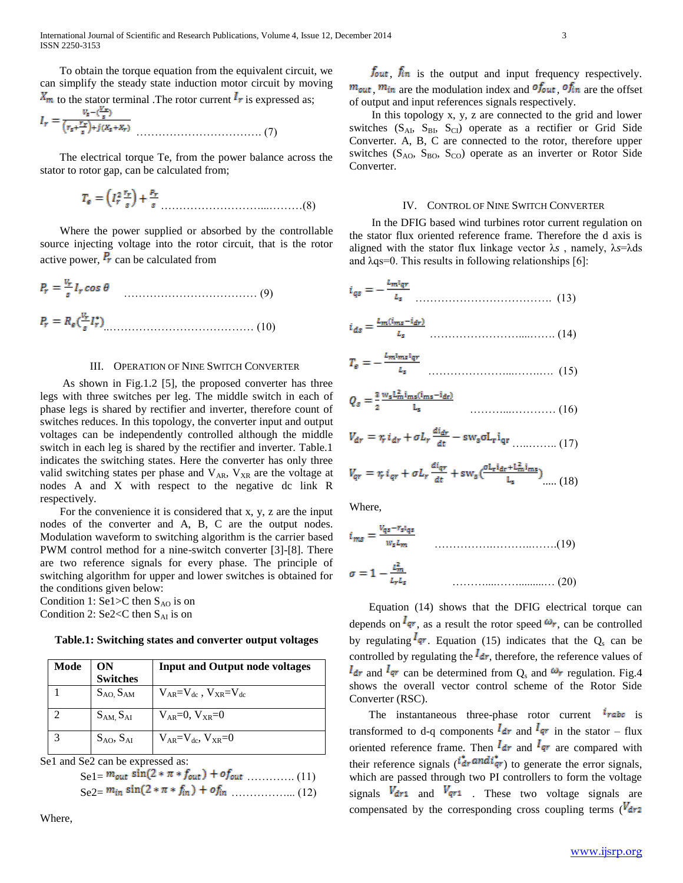To obtain the torque equation from the equivalent circuit, we can simplify the steady state induction motor circuit by moving $X_m$ to the stator terminal .The rotor current $I_r$ is expressed as;

$$I_r = \frac{V_s - \left(\frac{V_r}{s}\right)}{\left(r_s + \frac{r_r}{s}\right) + j(X_s + X_r)} \quad \text{……………………………. (7)}$$

The electrical torque Te, from the power balance across the stator to rotor gap, can be calculated from;

$$T_e = \left(I_r^2 \frac{r_r}{s}\right) + \frac{P_r}{s} \quad \text{………………………...………(8)}$$

Where the power supplied or absorbed by the controllable source injecting voltage into the rotor circuit, that is the rotor active power, $P_r$ can be calculated from

$$P_r = \frac{V_r}{s} I_r \cos\theta \quad \text{………………………………. (9)}$$

$$P_r = R_e\left(\frac{V_r}{s} I_r^*\right) \quad \text{..………………………………… (10)}$$

## III. Operation of Nine Switch Converter

As shown in Fig.1.2 [5], the proposed converter has three legs with three switches per leg. The middle switch in each of phase legs is shared by rectifier and inverter, therefore count of switches reduces. In this topology, the converter input and output voltages can be independently controlled although the middle switch in each leg is shared by the rectifier and inverter. Table.1 indicates the switching states. Here the converter has only three valid switching states per phase and $V_{AR}$, $V_{XR}$ are the voltage at nodes A and X with respect to the negative dc link R respectively.

For the convenience it is considered that x, y, z are the input nodes of the converter and A, B, C are the output nodes. Modulation waveform to switching algorithm is the carrier based PWM control method for a nine-switch converter [3]-[8]. There are two reference signals for every phase. The principle of switching algorithm for upper and lower switches is obtained for the conditions given below:

Condition 1: Se1>C then $S_{AO}$ is on
Condition 2: Se2<C then $S_{AI}$ is on

**Table.1: Switching states and converter output voltages**

| Mode | ON Switches | Input and Output node voltages |
|---|---|---|
| 1 | $S_{AO}$, $S_{AM}$ | $V_{AR}=V_{dc}$ , $V_{XR}=V_{dc}$ |
| 2 | $S_{AM}$, $S_{AI}$ | $V_{AR}=0$, $V_{XR}=0$ |
| 3 | $S_{AO}$, $S_{AI}$ | $V_{AR}=V_{dc}$, $V_{XR}=0$ |

Se1 and Se2 can be expressed as:

$$\text{Se1} = m_{out} \sin(2 * \pi * f_{out}) + of_{out} \quad \text{…………. (11)}$$

$$\text{Se2} = m_{in} \sin(2 * \pi * f_{in}) + of_{in} \quad \text{……………... (12)}$$

Where,

$f_{out}$, $f_{in}$ is the output and input frequency respectively. $m_{out}$, $m_{in}$ are the modulation index and $of_{out}$, $of_{in}$ are the offset of output and input references signals respectively.

In this topology x, y, z are connected to the grid and lower switches ($S_{AI}$, $S_{BI}$, $S_{CI}$) operate as a rectifier or Grid Side Converter. A, B, C are connected to the rotor, therefore upper switches ($S_{AO}$, $S_{BO}$, $S_{CO}$) operate as an inverter or Rotor Side Converter.

## IV. Control of Nine Switch Converter

In the DFIG based wind turbines rotor current regulation on the stator flux oriented reference frame. Therefore the d axis is aligned with the stator flux linkage vector λs , namely, λs=λds and λqs=0. This results in following relationships [6]:

$$i_{qs} = -\frac{L_m i_{qr}}{L_s} \quad \text{………………………………. (13)}$$

$$i_{ds} = \frac{L_m(i_{ms} - i_{dr})}{L_s} \quad \text{……………………...……. (14)}$$

$$T_e = -\frac{L_m i_{ms} i_{qr}}{L_s} \quad \text{…………………...……..…. (15)}$$

$$Q_s = \frac{3}{2}\frac{w_s L_m^2 i_{ms}(i_{ms} - i_{dr})}{L_s} \quad \text{………...………… (16)}$$

$$V_{dr} = r_r i_{dr} + \sigma L_r \frac{di_{dr}}{dt} - s w_s \sigma L_r i_{qr} \quad \text{…..…….. (17)}$$

$$V_{qr} = r_r i_{qr} + \sigma L_r \frac{di_{qr}}{dt} + s w_s \left(\frac{\sigma L_r i_{dr} + L_m^2 i_{ms}}{L_s}\right) \quad \text{..... (18)}$$

Where,

$$i_{ms} = \frac{V_{qs} - r_s i_{qs}}{w_s L_m} \quad \text{…………….……….…….(19)}$$

$$\sigma = 1 - \frac{L_m^2}{L_r L_s} \quad \text{………....……..........… (20)}$$

Equation (14) shows that the DFIG electrical torque can depends on $I_{qr}$, as a result the rotor speed $\omega_r$, can be controlled by regulating $I_{qr}$. Equation (15) indicates that the $Q_s$ can be controlled by regulating the $I_{dr}$, therefore, the reference values of $I_{dr}$ and $I_{qr}$ can be determined from $Q_s$ and $\omega_r$ regulation. Fig.4 shows the overall vector control scheme of the Rotor Side Converter (RSC).

The instantaneous three-phase rotor current $i_{rabc}$ is transformed to d-q components $I_{dr}$ and $I_{qr}$ in the stator – flux oriented reference frame. Then $I_{dr}$ and $I_{qr}$ are compared with their reference signals ($i_{dr}^*$ and $i_{qr}^*$) to generate the error signals, which are passed through two PI controllers to form the voltage signals $V_{dr1}$ and $V_{qr1}$ . These two voltage signals are compensated by the corresponding cross coupling terms ($V_{dr2}$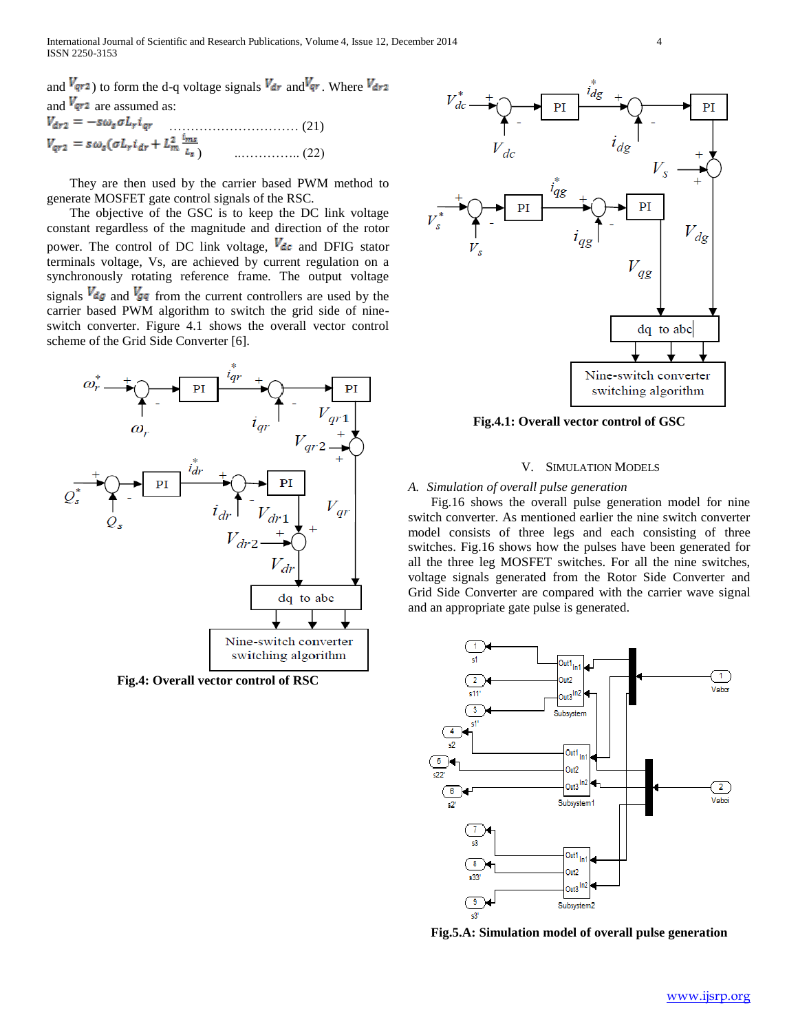and $V_{qr2}$) to form the d-q voltage signals $V_{dr}$ and $V_{qr}$. Where $V_{dr2}$ and $V_{qr2}$ are assumed as:

$$V_{dr2} = -s\omega_s \sigma L_r i_{qr} \quad \text{.............................. (21)}$$

$$V_{qr2} = s\omega_s(\sigma L_r i_{dr} + L_m^2 \frac{i_{ms}}{L_s}) \quad \text{............... (22)}$$

They are then used by the carrier based PWM method to generate MOSFET gate control signals of the RSC.

The objective of the GSC is to keep the DC link voltage constant regardless of the magnitude and direction of the rotor power. The control of DC link voltage, $V_{dc}$ and DFIG stator terminals voltage, Vs, are achieved by current regulation on a synchronously rotating reference frame. The output voltage signals $V_{dg}$ and $V_{gq}$ from the current controllers are used by the carrier based PWM algorithm to switch the grid side of nine-switch converter. Figure 4.1 shows the overall vector control scheme of the Grid Side Converter [6].

**Fig.4: Overall vector control of RSC**

**Fig.4.1: Overall vector control of GSC**

## V. Simulation Models

### *A. Simulation of overall pulse generation*

Fig.16 shows the overall pulse generation model for nine switch converter. As mentioned earlier the nine switch converter model consists of three legs and each consisting of three switches. Fig.16 shows how the pulses have been generated for all the three leg MOSFET switches. For all the nine switches, voltage signals generated from the Rotor Side Converter and Grid Side Converter are compared with the carrier wave signal and an appropriate gate pulse is generated.

**Fig.5.A: Simulation model of overall pulse generation**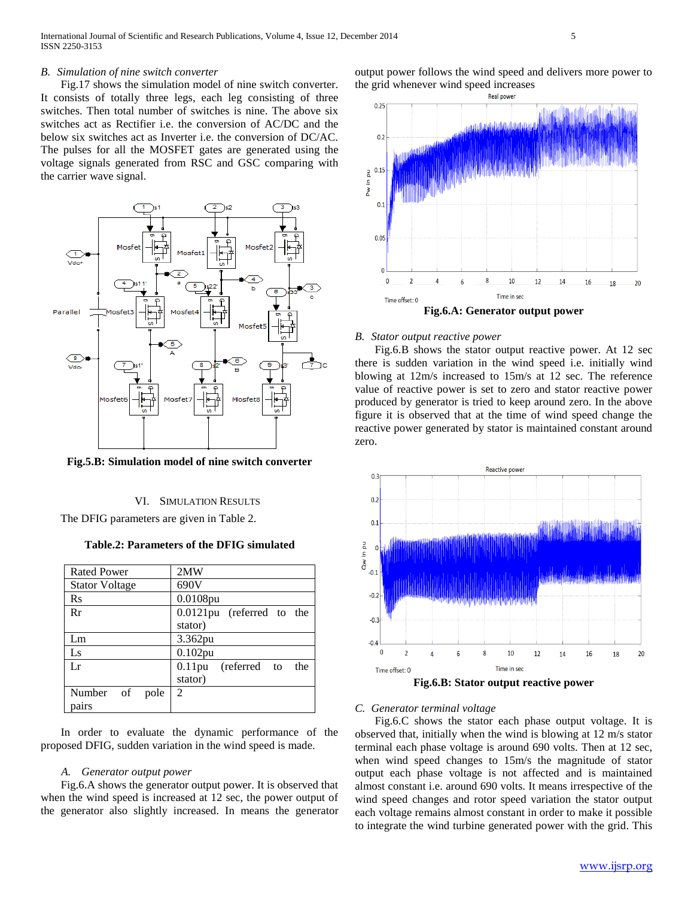### B. Simulation of nine switch converter

Fig.17 shows the simulation model of nine switch converter. It consists of totally three legs, each leg consisting of three switches. Then total number of switches is nine. The above six switches act as Rectifier i.e. the conversion of AC/DC and the below six switches act as Inverter i.e. the conversion of DC/AC. The pulses for all the MOSFET gates are generated using the voltage signals generated from RSC and GSC comparing with the carrier wave signal.

**Fig.5.B: Simulation model of nine switch converter**

## VI. SIMULATION RESULTS

The DFIG parameters are given in Table 2.

**Table.2: Parameters of the DFIG simulated**

| Rated Power | 2MW |
|---|---|
| Stator Voltage | 690V |
| Rs | 0.0108pu |
| Rr | 0.0121pu (referred to the stator) |
| Lm | 3.362pu |
| Ls | 0.102pu |
| Lr | 0.11pu (referred to the stator) |
| Number of pole pairs | 2 |

In order to evaluate the dynamic performance of the proposed DFIG, sudden variation in the wind speed is made.

### A. Generator output power

Fig.6.A shows the generator output power. It is observed that when the wind speed is increased at 12 sec, the power output of the generator also slightly increased. In means the generator output power follows the wind speed and delivers more power to the grid whenever wind speed increases

**Fig.6.A: Generator output power**

### B. Stator output reactive power

Fig.6.B shows the stator output reactive power. At 12 sec there is sudden variation in the wind speed i.e. initially wind blowing at 12m/s increased to 15m/s at 12 sec. The reference value of reactive power is set to zero and stator reactive power produced by generator is tried to keep around zero. In the above figure it is observed that at the time of wind speed change the reactive power generated by stator is maintained constant around zero.

**Fig.6.B: Stator output reactive power**

### C. Generator terminal voltage

Fig.6.C shows the stator each phase output voltage. It is observed that, initially when the wind is blowing at 12 m/s stator terminal each phase voltage is around 690 volts. Then at 12 sec, when wind speed changes to 15m/s the magnitude of stator output each phase voltage is not affected and is maintained almost constant i.e. around 690 volts. It means irrespective of the wind speed changes and rotor speed variation the stator output each voltage remains almost constant in order to make it possible to integrate the wind turbine generated power with the grid. This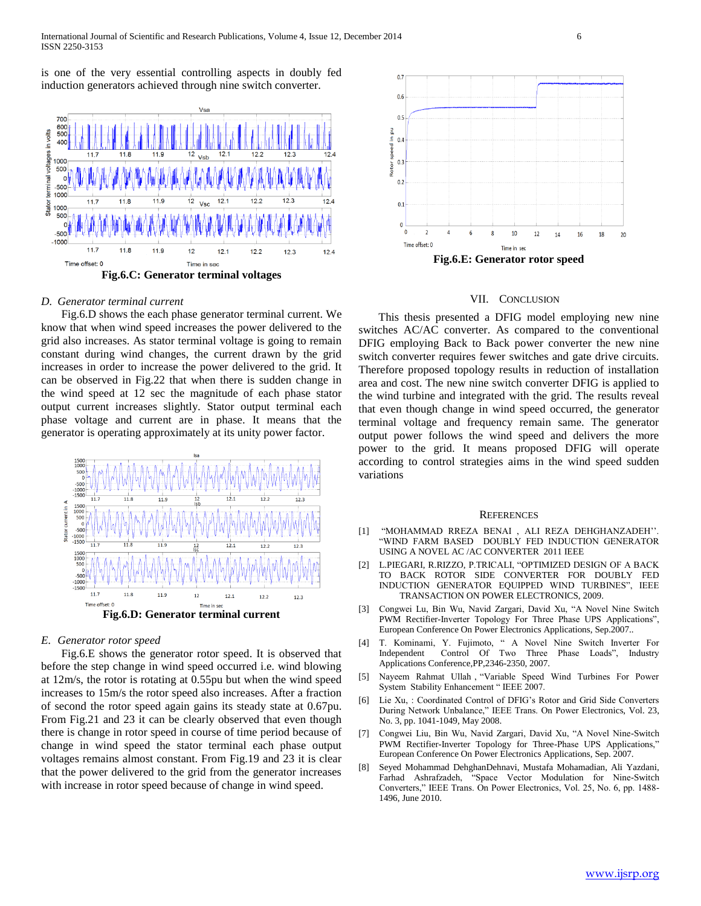is one of the very essential controlling aspects in doubly fed induction generators achieved through nine switch converter.

**Fig.6.C: Generator terminal voltages**

### *D. Generator terminal current*

Fig.6.D shows the each phase generator terminal current. We know that when wind speed increases the power delivered to the grid also increases. As stator terminal voltage is going to remain constant during wind changes, the current drawn by the grid increases in order to increase the power delivered to the grid. It can be observed in Fig.22 that when there is sudden change in the wind speed at 12 sec the magnitude of each phase stator output current increases slightly. Stator output terminal each phase voltage and current are in phase. It means that the generator is operating approximately at its unity power factor.

**Fig.6.D: Generator terminal current**

### *E. Generator rotor speed*

Fig.6.E shows the generator rotor speed. It is observed that before the step change in wind speed occurred i.e. wind blowing at 12m/s, the rotor is rotating at 0.55pu but when the wind speed increases to 15m/s the rotor speed also increases. After a fraction of second the rotor speed again gains its steady state at 0.67pu. From Fig.21 and 23 it can be clearly observed that even though there is change in rotor speed in course of time period because of change in wind speed the stator terminal each phase output voltages remains almost constant. From Fig.19 and 23 it is clear that the power delivered to the grid from the generator increases with increase in rotor speed because of change in wind speed.

**Fig.6.E: Generator rotor speed**

## VII. Conclusion

This thesis presented a DFIG model employing new nine switches AC/AC converter. As compared to the conventional DFIG employing Back to Back power converter the new nine switch converter requires fewer switches and gate drive circuits. Therefore proposed topology results in reduction of installation area and cost. The new nine switch converter DFIG is applied to the wind turbine and integrated with the grid. The results reveal that even though change in wind speed occurred, the generator terminal voltage and frequency remain same. The generator output power follows the wind speed and delivers the more power to the grid. It means proposed DFIG will operate according to control strategies aims in the wind speed sudden variations

## References

[1] "MOHAMMAD RREZA BENAI , ALI REZA DEHGHANZADEH''. "WIND FARM BASED DOUBLY FED INDUCTION GENERATOR USING A NOVEL AC /AC CONVERTER 2011 IEEE

[2] L.PIEGARI, R.RIZZO, P.TRICALI, "OPTIMIZED DESIGN OF A BACK TO BACK ROTOR SIDE CONVERTER FOR DOUBLY FED INDUCTION GENERATOR EQUIPPED WIND TURBINES", IEEE TRANSACTION ON POWER ELECTRONICS, 2009.

[3] Congwei Lu, Bin Wu, Navid Zargari, David Xu, "A Novel Nine Switch PWM Rectifier-Inverter Topology For Three Phase UPS Applications", European Conference On Power Electronics Applications, Sep.2007..

[4] T. Kominami, Y. Fujimoto, " A Novel Nine Switch Inverter For Independent Control Of Two Three Phase Loads", Industry Applications Conference,PP,2346-2350, 2007.

[5] Nayeem Rahmat Ullah , "Variable Speed Wind Turbines For Power System Stability Enhancement " IEEE 2007.

[6] Lie Xu, : Coordinated Control of DFIG's Rotor and Grid Side Converters During Network Unbalance," IEEE Trans. On Power Electronics, Vol. 23, No. 3, pp. 1041-1049, May 2008.

[7] Congwei Liu, Bin Wu, Navid Zargari, David Xu, "A Novel Nine-Switch PWM Rectifier-Inverter Topology for Three-Phase UPS Applications," European Conference On Power Electronics Applications, Sep. 2007.

[8] Seyed Mohammad DehghanDehnavi, Mustafa Mohamadian, Ali Yazdani, Farhad Ashrafzadeh, "Space Vector Modulation for Nine-Switch Converters," IEEE Trans. On Power Electronics, Vol. 25, No. 6, pp. 1488-1496, June 2010.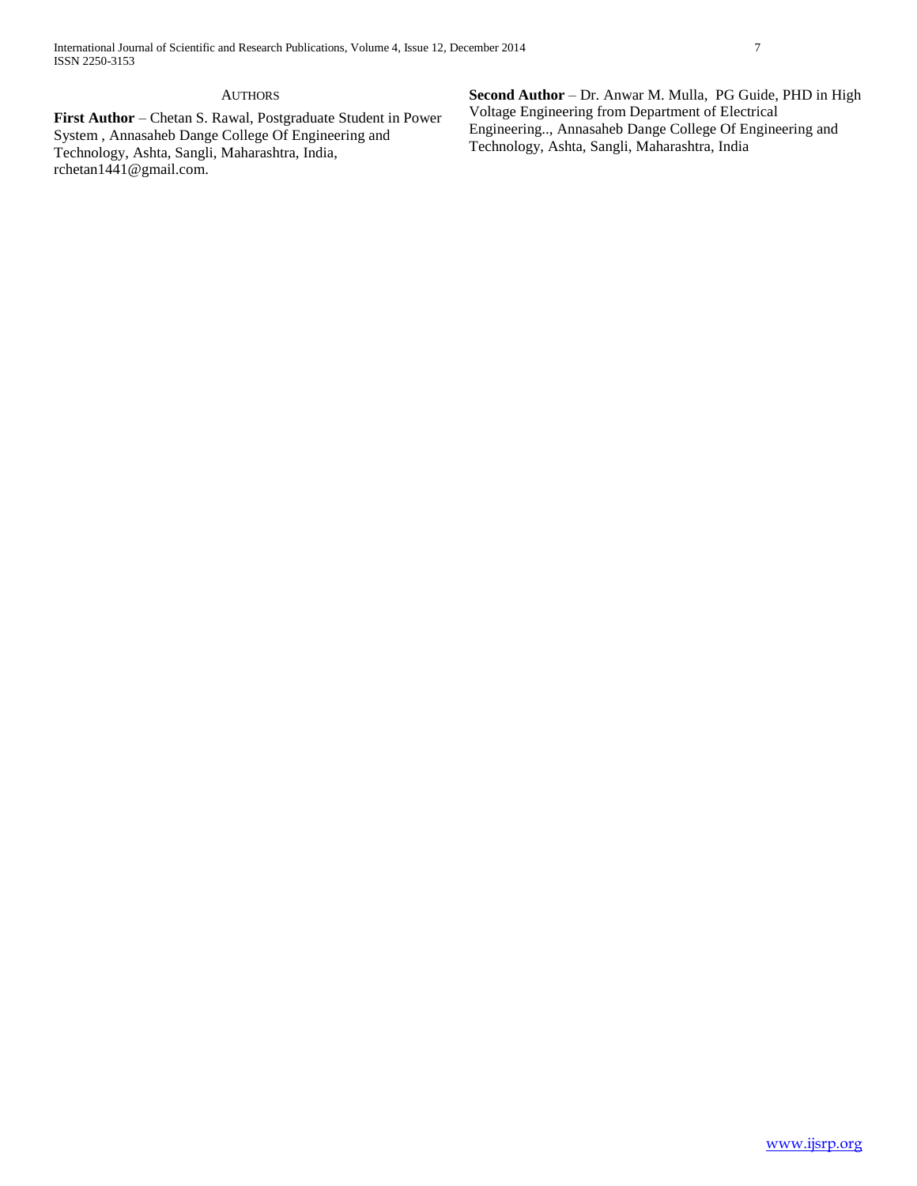## AUTHORS

**First Author** – Chetan S. Rawal, Postgraduate Student in Power System , Annasaheb Dange College Of Engineering and Technology, Ashta, Sangli, Maharashtra, India, rchetan1441@gmail.com.

**Second Author** – Dr. Anwar M. Mulla, PG Guide, PHD in High Voltage Engineering from Department of Electrical Engineering.., Annasaheb Dange College Of Engineering and Technology, Ashta, Sangli, Maharashtra, India